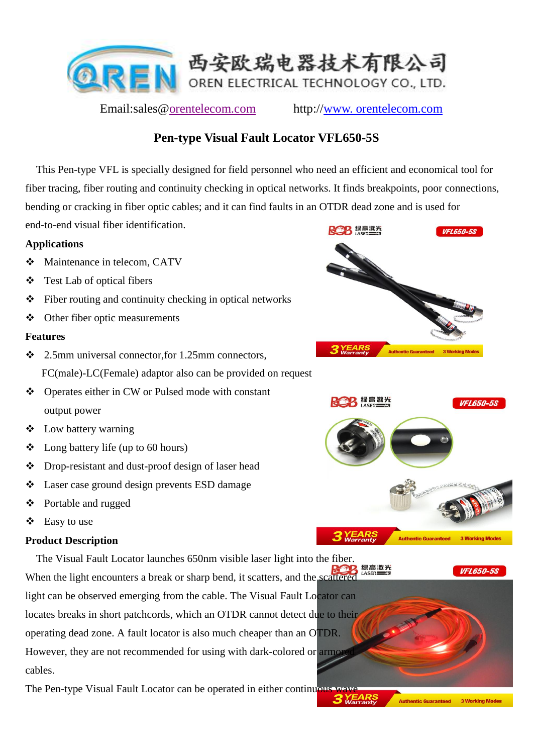西安欧瑞电器技术有限公司
OREN ELECTRICAL TECHNOLOGY CO., LTD.

Email:sales@orentelecom.com http://www. orentelecom.com

# Pen-type Visual Fault Locator VFL650-5S

This Pen-type VFL is specially designed for field personnel who need an efficient and economical tool for fiber tracing, fiber routing and continuity checking in optical networks. It finds breakpoints, poor connections, bending or cracking in fiber optic cables; and it can find faults in an OTDR dead zone and is used for end-to-end visual fiber identification.

**Applications**

- Maintenance in telecom, CATV
- Test Lab of optical fibers
- Fiber routing and continuity checking in optical networks
- Other fiber optic measurements

**Features**

- 2.5mm universal connector,for 1.25mm connectors, FC(male)-LC(Female) adaptor also can be provided on request
- Operates either in CW or Pulsed mode with constant output power
- Low battery warning
- Long battery life (up to 60 hours)
- Drop-resistant and dust-proof design of laser head
- Laser case ground design prevents ESD damage
- Portable and rugged
- Easy to use

**Product Description**

The Visual Fault Locator launches 650nm visible laser light into the fiber. When the light encounters a break or sharp bend, it scatters, and the scattered light can be observed emerging from the cable. The Visual Fault Locator can locates breaks in short patchcords, which an OTDR cannot detect due to their operating dead zone. A fault locator is also much cheaper than an OTDR. However, they are not recommended for using with dark-colored or armored cables.

The Pen-type Visual Fault Locator can be operated in either continuous wave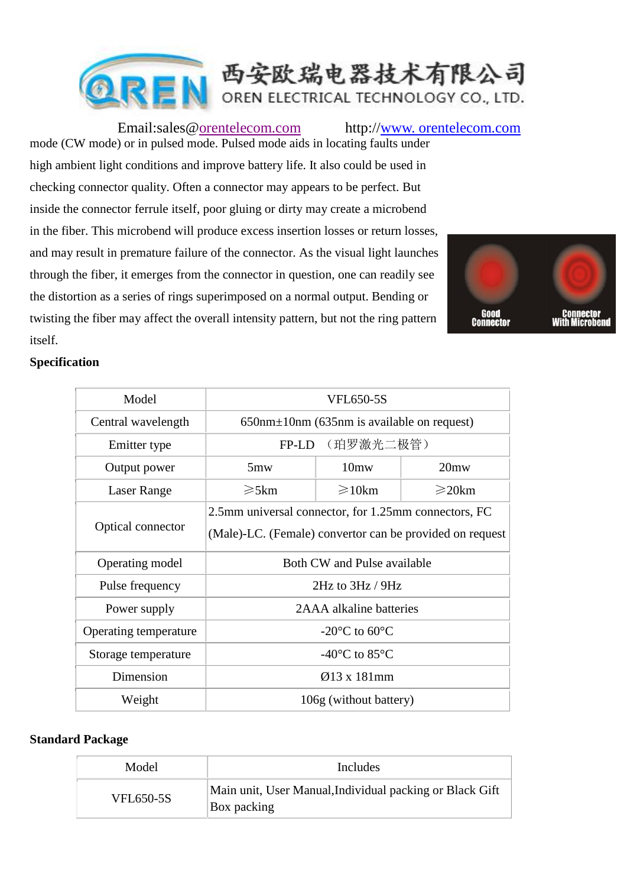mode (CW mode) or in pulsed mode. Pulsed mode aids in locating faults under high ambient light conditions and improve battery life. It also could be used in checking connector quality. Often a connector may appears to be perfect. But inside the connector ferrule itself, poor gluing or dirty may create a microbend in the fiber. This microbend will produce excess insertion losses or return losses, and may result in premature failure of the connector. As the visual light launches through the fiber, it emerges from the connector in question, one can readily see the distortion as a series of rings superimposed on a normal output. Bending or twisting the fiber may affect the overall intensity pattern, but not the ring pattern itself.

**Specification**

| Model | VFL650-5S | | |
|---|---|---|---|
| Central wavelength | 650nm±10nm (635nm is available on request) | | |
| Emitter type | FP-LD （珀罗激光二极管） | | |
| Output power | 5mw | 10mw | 20mw |
| Laser Range | ≥5km | ≥10km | ≥20km |
| Optical connector | 2.5mm universal connector, for 1.25mm connectors, FC (Male)-LC. (Female) convertor can be provided on request | | |
| Operating model | Both CW and Pulse available | | |
| Pulse frequency | 2Hz to 3Hz / 9Hz | | |
| Power supply | 2AAA alkaline batteries | | |
| Operating temperature | -20°C to 60°C | | |
| Storage temperature | -40°C to 85°C | | |
| Dimension | Ø13 x 181mm | | |
| Weight | 106g (without battery) | | |

**Standard Package**

| Model | Includes |
|---|---|
| VFL650-5S | Main unit, User Manual,Individual packing or Black Gift Box packing |